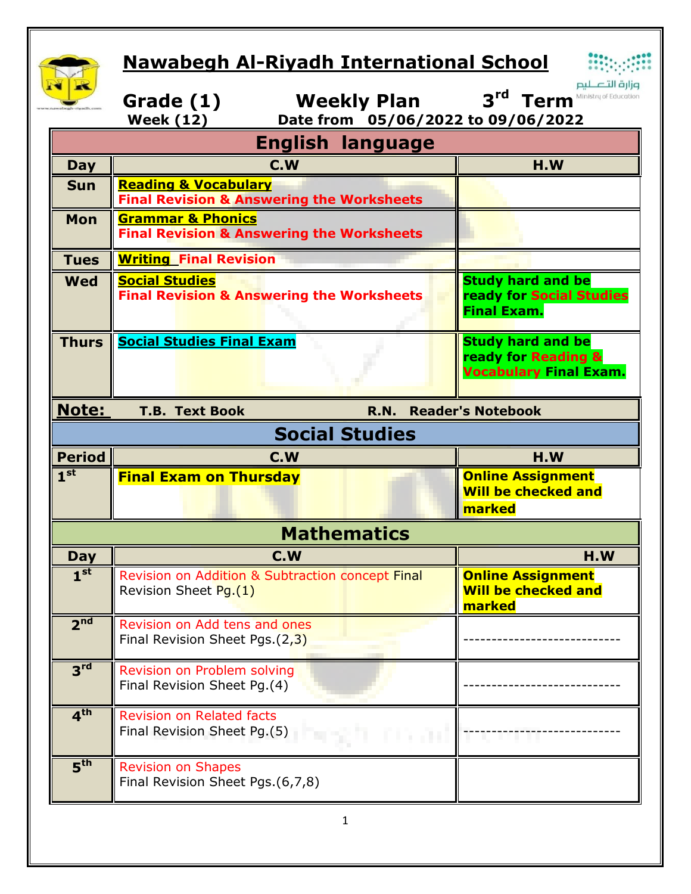# Nawabegh Al-Riyadh International School

وزارة التعليم
Ministry of Education

**Grade (1)** **Weekly Plan** **3rd Term**

**Week (12)** **Date from 05/06/2022 to 09/06/2022**

| English language | | |
|---|---|---|
| **Day** | **C.W** | **H.W** |
| **Sun** | **Reading & Vocabulary**<br>**Final Revision & Answering the Worksheets** | |
| **Mon** | **Grammar & Phonics**<br>**Final Revision & Answering the Worksheets** | |
| **Tues** | **Writing Final Revision** | |
| **Wed** | **Social Studies**<br>**Final Revision & Answering the Worksheets** | **Study hard and be ready for Social Studies Final Exam.** |
| **Thurs** | **Social Studies Final Exam** | **Study hard and be ready for Reading & Vocabulary Final Exam.** |

**Note:** **T.B. Text Book** **R.N. Reader's Notebook**

| Social Studies | | |
|---|---|---|
| **Period** | **C.W** | **H.W** |
| **1st** | **Final Exam on Thursday** | **Online Assignment Will be checked and marked** |

| Mathematics | | |
|---|---|---|
| **Day** | **C.W** | **H.W** |
| **1st** | Revision on Addition & Subtraction concept Final Revision Sheet Pg.(1) | **Online Assignment Will be checked and marked** |
| **2nd** | Revision on Add tens and ones<br>Final Revision Sheet Pgs.(2,3) | ---------------------------- |
| **3rd** | Revision on Problem solving<br>Final Revision Sheet Pg.(4) | ---------------------------- |
| **4th** | Revision on Related facts<br>Final Revision Sheet Pg.(5) | ---------------------------- |
| **5th** | Revision on Shapes<br>Final Revision Sheet Pgs.(6,7,8) | |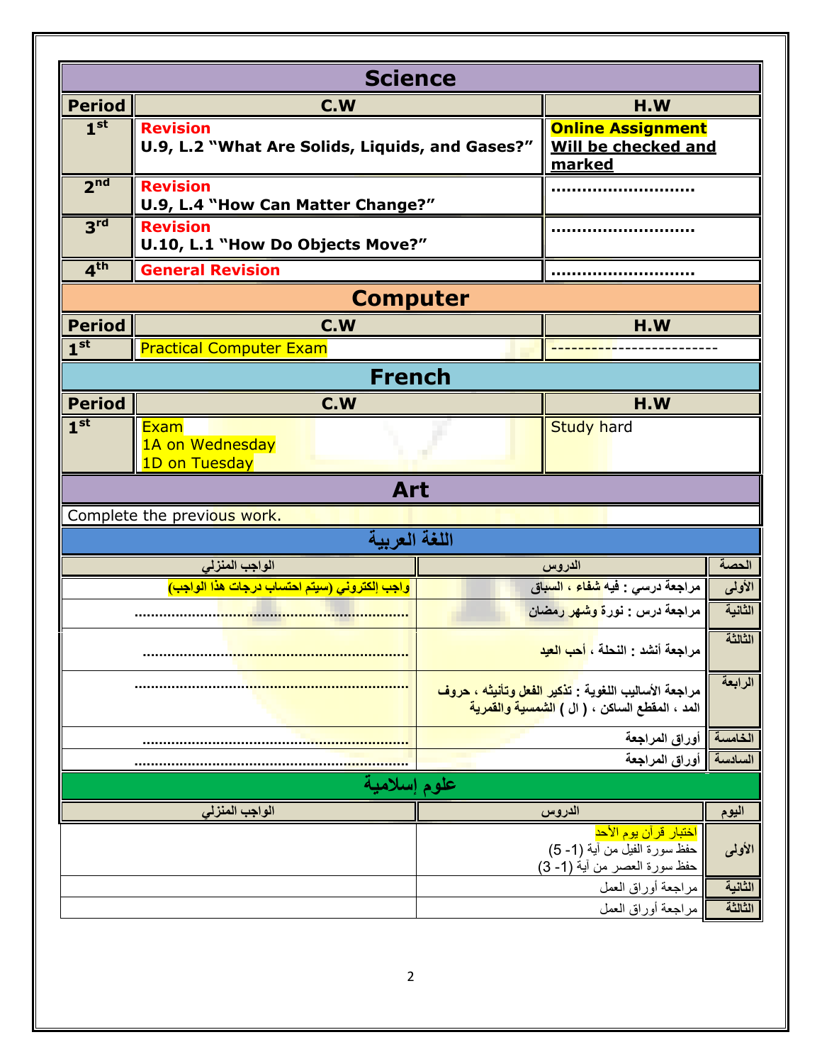## Science

| Period | C.W | H.W |
|---|---|---|
| 1st | **Revision** **U.9, L.2 "What Are Solids, Liquids, and Gases?"** | **Online Assignment** **Will be checked and marked** |
| 2nd | **Revision** **U.4 "How Can Matter Change?"** | ……………………… |
| 3rd | **Revision** **U.10, L.1 "How Do Objects Move?"** | ……………………… |
| 4th | **General Revision** | ……………………… |

## Computer

| Period | C.W | H.W |
|---|---|---|
| 1st | Practical Computer Exam | ------------------------- |

## French

| Period | C.W | H.W |
|---|---|---|
| 1st | Exam 1A on Wednesday 1D on Tuesday | Study hard |

## Art

Complete the previous work.

## اللغة العربية

| الحصة | الدروس | الواجب المنزلي |
|---|---|---|
| الأولى | مراجعة درسي : فيه شفاء ، السباق | واجب إلكتروني (سيتم احتساب درجات هذا الواجب) |
| الثانية | مراجعة درس : نورة وشهر رمضان | ………………………………………………… |
| الثالثة | مراجعة أنشد : النحلة ، أحب العيد | ………………………………………………… |
| الرابعة | مراجعة الأساليب اللغوية : تذكير الفعل وتأنيثه ، حروف المد ، المقطع الساكن ، ( ال ) الشمسية والقمرية | ………………………………………………… |
| الخامسة | أوراق المراجعة | ………………………………………………… |
| السادسة | أوراق المراجعة | ………………………………………………… |

## علوم إسلامية

| اليوم | الدروس | الواجب المنزلي |
|---|---|---|
| الأولى | اختبار قرآن يوم الأحد حفظ سورة الفيل من آية (1- 5) حفظ سورة العصر من آية (1- 3) | |
| الثانية | مراجعة أوراق العمل | |
| الثالثة | مراجعة أوراق العمل | |